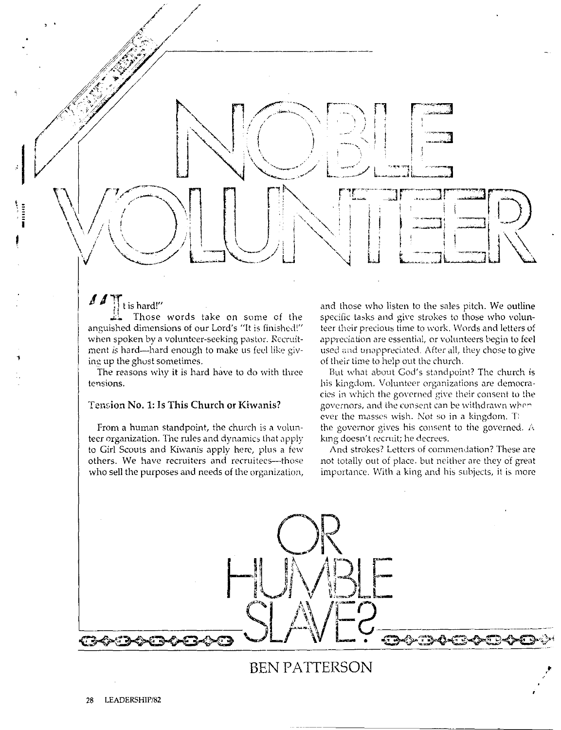# NOBLE VOLUNTEER OR HUMBLE SLAVE?

BEN PATTERSON

"It is hard!"

Those words take on some of the anguished dimensions of our Lord's "It is finished!" when spoken by a volunteer-seeking pastor. Recruitment *is* hard—hard enough to make us feel like giving up the ghost sometimes.

The reasons why it is hard have to do with three tensions.

### Tension No. 1: Is This Church or Kiwanis?

From a human standpoint, the church is a volunteer organization. The rules and dynamics that apply to Girl Scouts and Kiwanis apply here, plus a few others. We have recruiters and recruitees—those who sell the purposes and needs of the organization, and those who listen to the sales pitch. We outline specific tasks and give strokes to those who volunteer their precious time to work. Words and letters of appreciation are essential, or volunteers begin to feel used and unappreciated. After all, they chose to give of their time to help out the church.

But what about God's standpoint? The church is his kingdom. Volunteer organizations are democracies in which the governed give their consent to the governors, and the consent can be withdrawn whenever the masses wish. Not so in a kingdom. T[he] the governor gives his consent to the governed. A king doesn't recruit; he decrees.

And strokes? Letters of commendation? These are not totally out of place, but neither are they of great importance. With a king and his subjects, it is more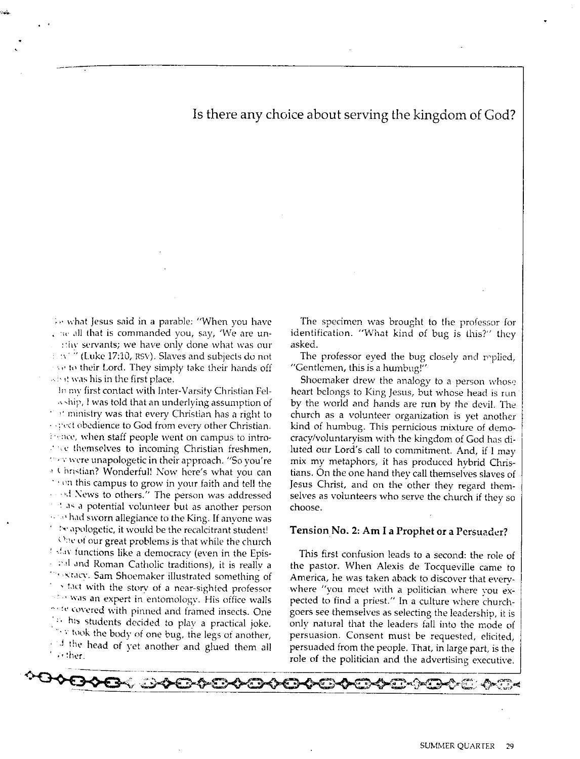## Is there any choice about serving the kingdom of God?

...e what Jesus said in a parable: "When you have ...ne all that is commanded you, say, 'We are un...rthy servants; we have only done what was our ...ty' " (Luke 17:10, RSV). Slaves and subjects do not ...e to their Lord. They simply take their hands off ...at was his in the first place.

In my first contact with Inter-Varsity Christian Fel...owship, I was told that an underlying assumption of ...r ministry was that every Christian has a right to ...pect obedience to God from every other Christian. ...ence, when staff people went on campus to intro...ce themselves to incoming Christian freshmen, ...ey were unapologetic in their approach. "So you're a Christian? Wonderful! Now here's what you can ...on this campus to grow in your faith and tell the ...d News to others." The person was addressed ...t as a potential volunteer but as another person ...o had sworn allegiance to the King. If anyone was ...e apologetic, it would be the recalcitrant student!

One of our great problems is that while the church ...day functions like a democracy (even in the Epis...pal and Roman Catholic traditions), it is really a ...ocracy. Sam Shoemaker illustrated something of ...s fact with the story of a near-sighted professor ...o was an expert in entomology. His office walls ...re covered with pinned and framed insects. One ...his students decided to play a practical joke. ...y took the body of one bug, the legs of another, ...d the head of yet another and glued them all ...gether.

The specimen was brought to the professor for identification. "What kind of bug is this?" they asked.

The professor eyed the bug closely and replied, "Gentlemen, this is a humbug!"

Shoemaker drew the analogy to a person whose heart belongs to King Jesus, but whose head is run by the world and hands are run by the devil. The church as a volunteer organization is yet another kind of humbug. This pernicious mixture of democracy/voluntaryism with the kingdom of God has diluted our Lord's call to commitment. And, if I may mix my metaphors, it has produced hybrid Christians. On the one hand they call themselves slaves of Jesus Christ, and on the other they regard themselves as volunteers who serve the church if they so choose.

### Tension No. 2: Am I a Prophet or a Persuader?

This first confusion leads to a second: the role of the pastor. When Alexis de Tocqueville came to America, he was taken aback to discover that everywhere "you meet with a politician where you expected to find a priest." In a culture where churchgoers see themselves as selecting the leadership, it is only natural that the leaders fall into the mode of persuasion. Consent must be requested, elicited, persuaded from the people. That, in large part, is the role of the politician and the advertising executive.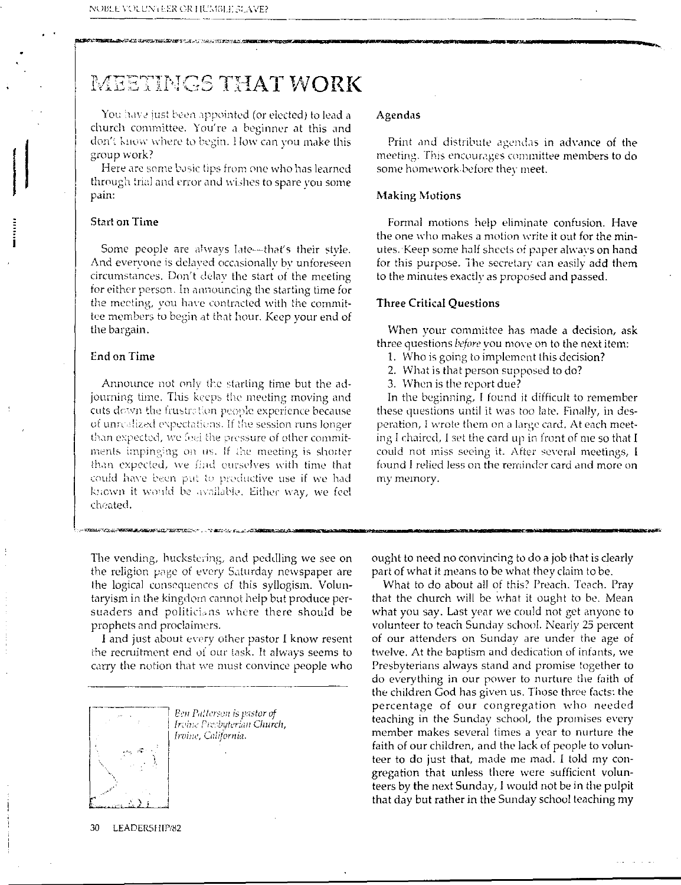## MEETINGS THAT WORK

You have just been appointed (or elected) to lead a church committee. You're a beginner at this and don't know where to begin. How can you make this group work?

Here are some basic tips from one who has learned through trial and error and wishes to spare you some pain:

### Start on Time

Some people are always late—that's their style. And everyone is delayed occasionally by unforeseen circumstances. Don't delay the start of the meeting for either person. In announcing the starting time for the meeting, you have contracted with the committee members to begin at that hour. Keep your end of the bargain.

### End on Time

Announce not only the starting time but the adjourning time. This keeps the meeting moving and cuts down the frustration people experience because of unrealized expectations. If the session runs longer than expected, we feel the pressure of other commitments impinging on us. If the meeting is shorter than expected, we find ourselves with time that could have been put to productive use if we had known it would be available. Either way, we feel cheated.

### Agendas

Print and distribute agendas in advance of the meeting. This encourages committee members to do some homework before they meet.

### Making Motions

Formal motions help eliminate confusion. Have the one who makes a motion write it out for the minutes. Keep some half sheets of paper always on hand for this purpose. The secretary can easily add them to the minutes exactly as proposed and passed.

### Three Critical Questions

When your committee has made a decision, ask three questions *before* you move on to the next item:

1. Who is going to implement this decision?
2. What is that person supposed to do?
3. When is the report due?

In the beginning, I found it difficult to remember these questions until it was too late. Finally, in desperation, I wrote them on a large card. At each meeting I chaired, I set the card up in front of me so that I could not miss seeing it. After several meetings, I found I relied less on the reminder card and more on my memory.

---

The vending, huckstering, and peddling we see on the religion page of every Saturday newspaper are the logical consequences of this syllogism. Voluntaryism in the kingdom cannot help but produce persuaders and politicians where there should be prophets and proclaimers.

I and just about every other pastor I know resent the recruitment end of our task. It always seems to carry the notion that we must convince people who ought to need no convincing to do a job that is clearly part of what it means to be what they claim to be.

What to do about all of this? Preach. Teach. Pray that the church will be what it ought to be. Mean what you say. Last year we could not get anyone to volunteer to teach Sunday school. Nearly 25 percent of our attenders on Sunday are under the age of twelve. At the baptism and dedication of infants, we Presbyterians always stand and promise together to do everything in our power to nurture the faith of the children God has given us. Those three facts: the percentage of our congregation who needed teaching in the Sunday school, the promises every member makes several times a year to nurture the faith of our children, and the lack of people to volunteer to do just that, made me mad. I told my congregation that unless there were sufficient volunteers by the next Sunday, I would not be in the pulpit that day but rather in the Sunday school teaching my

*Ben Patterson is pastor of Irvine Presbyterian Church, Irvine, California.*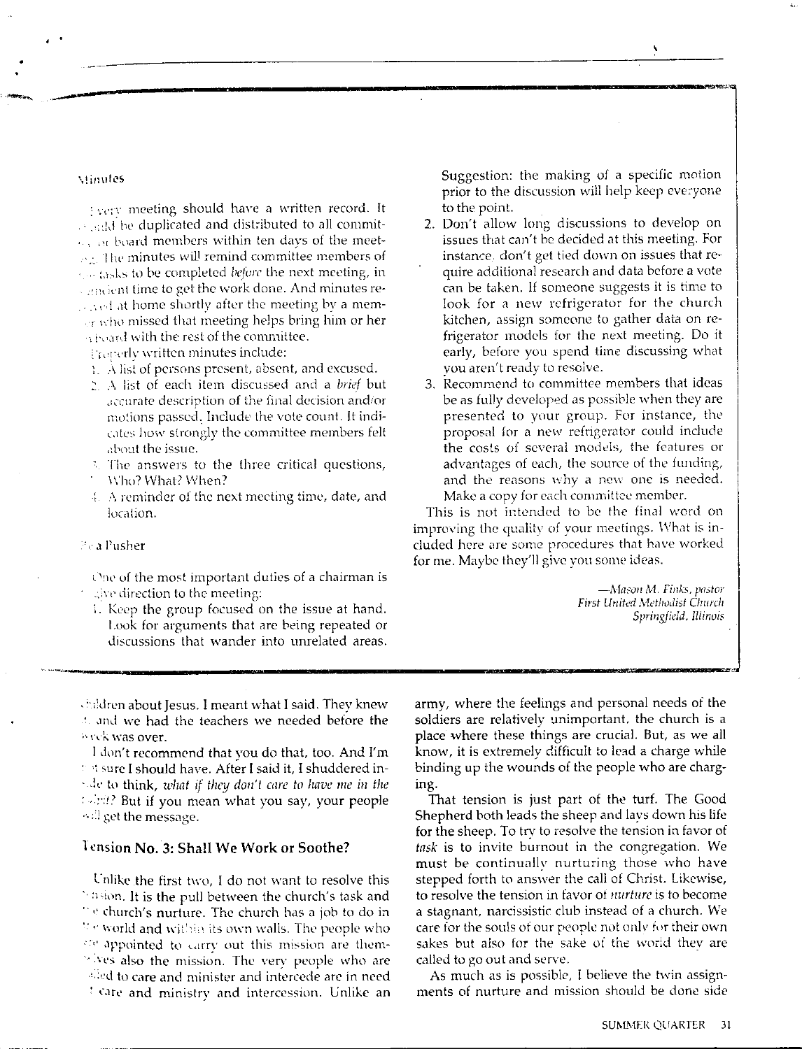### Minutes

Every meeting should have a written record. It should be duplicated and distributed to all committee or board members within ten days of the meeting. The minutes will remind committee members of the tasks to be completed *before* the next meeting, in sufficient time to get the work done. And minutes received at home shortly after the meeting by a member who missed that meeting helps bring him or her on board with the rest of the committee.

Properly written minutes include:

1. A list of persons present, absent, and excused.
2. A list of each item discussed and a *brief* but accurate description of the final decision and/or motions passed. Include the vote count. It indicates how strongly the committee members felt about the issue.
3. The answers to the three critical questions, Who? What? When?
4. A reminder of the next meeting time, date, and location.

### Be a Pusher

One of the most important duties of a chairman is to give direction to the meeting:

1. Keep the group focused on the issue at hand. Look for arguments that are being repeated or discussions that wander into unrelated areas. Suggestion: the making of a specific motion prior to the discussion will help keep everyone to the point.
2. Don't allow long discussions to develop on issues that can't be decided at this meeting. For instance, don't get tied down on issues that require additional research and data before a vote can be taken. If someone suggests it is time to look for a new refrigerator for the church kitchen, assign someone to gather data on refrigerator models for the next meeting. Do it early, before you spend time discussing what you aren't ready to resolve.
3. Recommend to committee members that ideas be as fully developed as possible when they are presented to your group. For instance, the proposal for a new refrigerator could include the costs of several models, the features or advantages of each, the source of the funding, and the reasons why a new one is needed. Make a copy for each committee member.

This is not intended to be the final word on improving the quality of your meetings. What is included here are some procedures that have worked for me. Maybe they'll give you some ideas.

—*Mason M. Finks, pastor*
*First United Methodist Church*
*Springfield, Illinois*

---

children about Jesus. I meant what I said. They knew it, and we had the teachers we needed before the week was over.

I don't recommend that you do that, too. And I'm not sure I should have. After I said it, I shuddered inside to think, *what if they don't care to have me in the pulpit?* But if you mean what you say, your people will get the message.

## Tension No. 3: Shall We Work or Soothe?

Unlike the first two, I do not want to resolve this tension. It is the pull between the church's task and the church's nurture. The church has a job to do in the world and within its own walls. The people who are appointed to carry out this mission are themselves also the mission. The very people who are called to care and minister and intercede are in need of care and ministry and intercession. Unlike an army, where the feelings and personal needs of the soldiers are relatively unimportant, the church is a place where these things are crucial. But, as we all know, it is extremely difficult to lead a charge while binding up the wounds of the people who are charging.

That tension is just part of the turf. The Good Shepherd both leads the sheep and lays down his life for the sheep. To try to resolve the tension in favor of *task* is to invite burnout in the congregation. We must be continually nurturing those who have stepped forth to answer the call of Christ. Likewise, to resolve the tension in favor of *nurture* is to become a stagnant, narcissistic club instead of a church. We care for the souls of our people not only for their own sakes but also for the sake of the world they are called to go out and serve.

As much as is possible, I believe the twin assignments of nurture and mission should be done side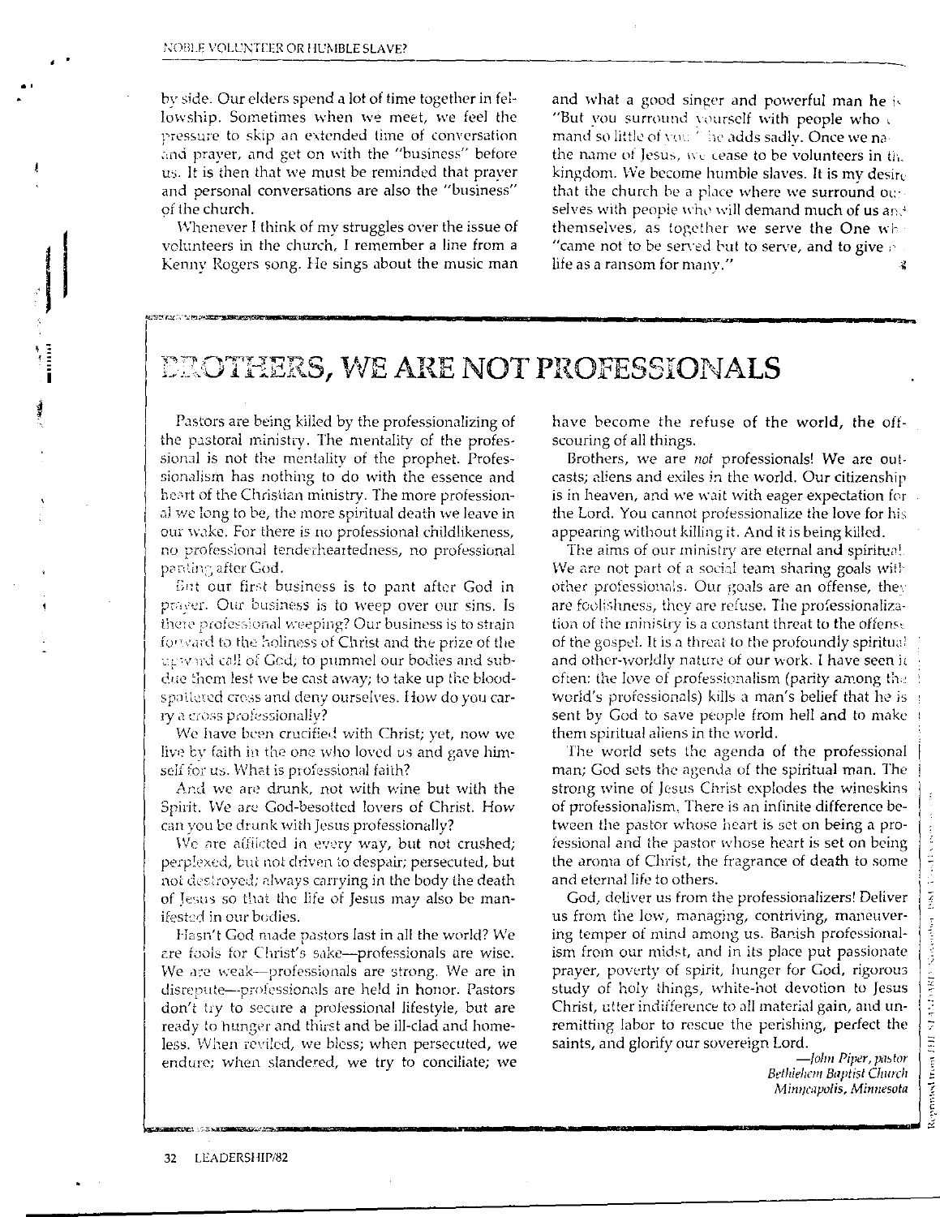by side. Our elders spend a lot of time together in fellowship. Sometimes when we meet, we feel the pressure to skip an extended time of conversation and prayer, and get on with the "business" before us. It is then that we must be reminded that prayer and personal conversations are also the "business" of the church.

Whenever I think of my struggles over the issue of volunteers in the church, I remember a line from a Kenny Rogers song. He sings about the music man and what a good singer and powerful man he is. "But you surround yourself with people who demand so little of you," he adds sadly. Once we name the name of Jesus, we cease to be volunteers in the kingdom. We become humble slaves. It is my desire that the church be a place where we surround ourselves with people who will demand much of us and themselves, as together we serve the One who "came not to be served but to serve, and to give his life as a ransom for many."

# BROTHERS, WE ARE NOT PROFESSIONALS

Pastors are being killed by the professionalizing of the pastoral ministry. The mentality of the professional is not the mentality of the prophet. Professionalism has nothing to do with the essence and heart of the Christian ministry. The more professional we long to be, the more spiritual death we leave in our wake. For there is no professional childlikeness, no professional tenderheartedness, no professional panting after God.

But our first business is to pant after God in prayer. Our business is to weep over our sins. Is there professional weeping? Our business is to strain forward to the holiness of Christ and the prize of the upward call of God; to pummel our bodies and subdue them lest we be cast away; to take up the blood-spattered cross and deny ourselves. How do you carry a cross professionally?

We have been crucified with Christ; yet, now we live by faith in the one who loved us and gave himself for us. What is professional faith?

And we are drunk, not with wine but with the Spirit. We are God-besotted lovers of Christ. How can you be drunk with Jesus professionally?

We are afflicted in every way, but not crushed; perplexed, but not driven to despair; persecuted, but not destroyed; always carrying in the body the death of Jesus so that the life of Jesus may also be manifested in our bodies.

Hasn't God made pastors last in all the world? We are fools for Christ's sake—professionals are wise. We are weak—professionals are strong. We are in disrepute—professionals are held in honor. Pastors don't try to secure a professional lifestyle, but are ready to hunger and thirst and be ill-clad and homeless. When reviled, we bless; when persecuted, we endure; when slandered, we try to conciliate; we have become the refuse of the world, the offscouring of all things.

Brothers, we are *not* professionals! We are outcasts; aliens and exiles in the world. Our citizenship is in heaven, and we wait with eager expectation for the Lord. You cannot professionalize the love for his appearing without killing it. And it is being killed.

The aims of our ministry are eternal and spiritual. We are not part of a social team sharing goals with other professionals. Our goals are an offense, they are foolishness, they are refuse. The professionalization of the ministry is a constant threat to the offense of the gospel. It is a threat to the profoundly spiritual and other-worldly nature of our work. I have seen it often: the love of professionalism (parity among the world's professionals) kills a man's belief that he is sent by God to save people from hell and to make them spiritual aliens in the world.

The world sets the agenda of the professional man; God sets the agenda of the spiritual man. The strong wine of Jesus Christ explodes the wineskins of professionalism. There is an infinite difference between the pastor whose heart is set on being a professional and the pastor whose heart is set on being the aroma of Christ, the fragrance of death to some and eternal life to others.

God, deliver us from the professionalizers! Deliver us from the low, managing, contriving, maneuvering temper of mind among us. Banish professionalism from our midst, and in its place put passionate prayer, poverty of spirit, hunger for God, rigorous study of holy things, white-hot devotion to Jesus Christ, utter indifference to all material gain, and unremitting labor to rescue the perishing, perfect the saints, and glorify our sovereign Lord.

—*John Piper, pastor*
*Bethlehem Baptist Church*
*Minneapolis, Minnesota*

Reprinted from THE STANDARD, September 1981.